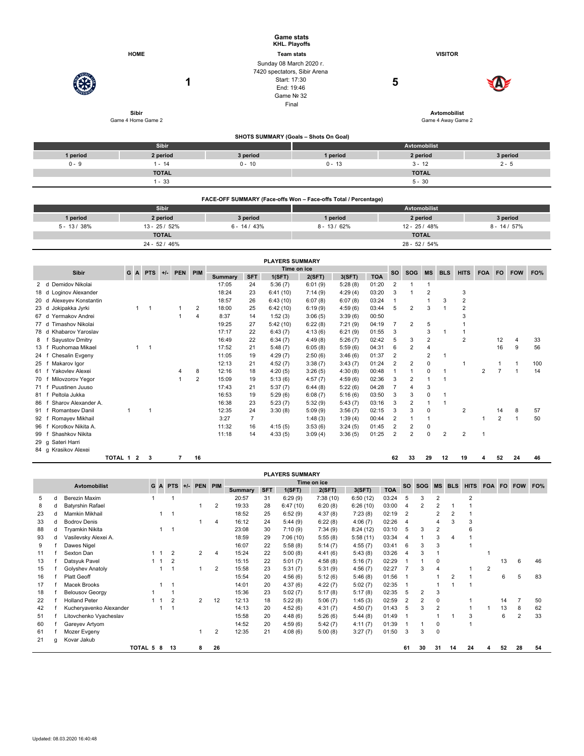# Game stats
## KHL. Playoffs

**HOME** — **Sibir** (Game 4 Home Game 2) **1**

**Team stats**

Sunday 08 March 2020 г.
7420 spectators, Sibir Arena
Start: 17:30
End: 19:46
Game № 32
Final

**VISITOR** — **Avtomobilist** (Game 4 Away Game 2) **5**

### SHOTS SUMMARY (Goals – Shots On Goal)

| Sibir | | | Avtomobilist | | |
|---|---|---|---|---|---|
| 1 period | 2 period | 3 period | 1 period | 2 period | 3 period |
| 0 - 9 | 1 - 14 | 0 - 10 | 0 - 13 | 3 - 12 | 2 - 5 |
| TOTAL | | | TOTAL | | |
| 1 - 33 | | | 5 - 30 | | |

### FACE-OFF SUMMARY (Face-offs Won – Face-offs Total / Percentage)

| Sibir | | | Avtomobilist | | |
|---|---|---|---|---|---|
| 1 period | 2 period | 3 period | 1 period | 2 period | 3 period |
| 5 - 13 / 38% | 13 - 25 / 52% | 6 - 14 / 43% | 8 - 13 / 62% | 12 - 25 / 48% | 8 - 14 / 57% |
| TOTAL | | | TOTAL | | |
| 24 - 52 / 46% | | | 28 - 52 / 54% | | |

### PLAYERS SUMMARY

| # | Pos | Sibir | G | A | PTS | +/- | PEN | PIM | Time on ice Summary | SFT | 1(SFT) | 2(SFT) | 3(SFT) | TOA | SO | SOG | MS | BLS | HITS | FOA | FO | FOW | FO% |
|---|---|---|---|---|---|---|---|---|---|---|---|---|---|---|---|---|---|---|---|---|---|---|---|
| 2 | d | Demidov Nikolai | | | | | | | 17:05 | 24 | 5:36 (7) | 6:01 (9) | 5:28 (8) | 01:20 | 2 | 1 | 1 | | | | | | |
| 18 | d | Loginov Alexander | | | | | | | 18:24 | 23 | 6:41 (10) | 7:14 (9) | 4:29 (4) | 03:20 | 3 | 1 | 2 | | 3 | | | | |
| 20 | d | Alexeyev Konstantin | | | | | | | 18:57 | 26 | 6:43 (10) | 6:07 (8) | 6:07 (8) | 03:24 | 1 | | 1 | 3 | 2 | | | | |
| 23 | d | Jokipakka Jyrki | | 1 | 1 | | 1 | 2 | 18:00 | 25 | 6:42 (10) | 6:19 (9) | 4:59 (6) | 03:44 | 5 | 2 | 3 | 1 | 2 | | | | |
| 67 | d | Yermakov Andrei | | | | | 1 | 4 | 8:37 | 14 | 1:52 (3) | 3:06 (5) | 3:39 (6) | 00:50 | | | | | 3 | | | | |
| 77 | d | Timashov Nikolai | | | | | | | 19:25 | 27 | 5:42 (10) | 6:22 (8) | 7:21 (9) | 04:19 | 7 | 2 | 5 | | 1 | | | | |
| 78 | d | Khabarov Yaroslav | | | | | | | 17:17 | 22 | 6:43 (7) | 4:13 (6) | 6:21 (9) | 01:55 | 3 | | 3 | 1 | 1 | | | | |
| 8 | f | Sayustov Dmitry | | | | | | | 16:49 | 22 | 6:34 (7) | 4:49 (8) | 5:26 (7) | 02:42 | 5 | 3 | 2 | | 2 | | 12 | 4 | 33 |
| 13 | f | Ruohomaa Mikael | | 1 | 1 | | | | 17:52 | 21 | 5:48 (7) | 6:05 (8) | 5:59 (6) | 04:31 | 6 | 2 | 4 | | | | 16 | 9 | 56 |
| 24 | f | Chesalin Evgeny | | | | | | | 11:05 | 19 | 4:29 (7) | 2:50 (6) | 3:46 (6) | 01:37 | 2 | | 2 | 1 | | | | | |
| 25 | f | Makarov Igor | | | | | | | 12:13 | 21 | 4:52 (7) | 3:38 (7) | 3:43 (7) | 01:24 | 2 | 2 | 0 | | 1 | | 1 | 1 | 100 |
| 61 | f | Yakovlev Alexei | | | | | 4 | 8 | 12:16 | 18 | 4:20 (5) | 3:26 (5) | 4:30 (8) | 00:48 | 1 | 1 | 0 | 1 | | 2 | 7 | 1 | 14 |
| 70 | f | Milovzorov Yegor | | | | | 1 | 2 | 15:09 | 19 | 5:13 (6) | 4:57 (7) | 4:59 (6) | 02:36 | 3 | 2 | 1 | 1 | | | | | |
| 71 | f | Puustinen Juuso | | | | | | | 17:43 | 21 | 5:37 (7) | 6:44 (8) | 5:22 (6) | 04:28 | 7 | 4 | 3 | | | | | | |
| 81 | f | Peltola Jukka | | | | | | | 16:53 | 19 | 5:29 (6) | 6:08 (7) | 5:16 (6) | 03:50 | 3 | 3 | 0 | 1 | | | | | |
| 86 | f | Sharov Alexander A. | | | | | | | 16:38 | 23 | 5:23 (7) | 5:32 (9) | 5:43 (7) | 03:16 | 3 | 2 | 1 | 1 | | | | | |
| 91 | f | Romantsev Danil | 1 | | 1 | | | | 12:35 | 24 | 3:30 (8) | 5:09 (9) | 3:56 (7) | 02:15 | 3 | 3 | 0 | | 2 | | 14 | 8 | 57 |
| 92 | f | Romayev Mikhail | | | | | | | 3:27 | 7 | | 1:48 (3) | 1:39 (4) | 00:44 | 2 | 1 | 1 | | | 1 | 2 | 1 | 50 |
| 96 | f | Korotkov Nikita A. | | | | | | | 11:32 | 16 | 4:15 (5) | 3:53 (6) | 3:24 (5) | 01:45 | 2 | 2 | 0 | | | | | | |
| 99 | f | Shashkov Nikita | | | | | | | 11:18 | 14 | 4:33 (5) | 3:09 (4) | 3:36 (5) | 01:25 | 2 | 2 | 0 | 2 | 2 | 1 | | | |
| 29 | g | Sateri Harri | | | | | | | | | | | | | | | | | | | | | |
| 84 | g | Krasikov Alexei | | | | | | | | | | | | | | | | | | | | | |
| | | TOTAL | 1 | 2 | 3 | | 7 | 16 | | | | | | | 62 | 33 | 29 | 12 | 19 | 4 | 52 | 24 | 46 |

### PLAYERS SUMMARY

| # | Pos | Avtomobilist | G | A | PTS | +/- | PEN | PIM | Time on ice Summary | SFT | 1(SFT) | 2(SFT) | 3(SFT) | TOA | SO | SOG | MS | BLS | HITS | FOA | FO | FOW | FO% |
|---|---|---|---|---|---|---|---|---|---|---|---|---|---|---|---|---|---|---|---|---|---|---|---|
| 5 | d | Berezin Maxim | 1 | | 1 | | | | 20:57 | 31 | 6:29 (9) | 7:38 (10) | 6:50 (12) | 03:24 | 5 | 3 | 2 | | 2 | | | | |
| 8 | d | Batyrshin Rafael | | | | | 1 | 2 | 19:33 | 28 | 6:47 (10) | 6:20 (8) | 6:26 (10) | 03:00 | 4 | 2 | 2 | 1 | 1 | | | | |
| 23 | d | Mamkin Mikhail | | 1 | 1 | | | | 18:52 | 25 | 6:52 (9) | 4:37 (8) | 7:23 (8) | 02:19 | 2 | | 2 | 2 | 1 | | | | |
| 33 | d | Bodrov Denis | | | | | 1 | 4 | 16:12 | 24 | 5:44 (9) | 6:22 (8) | 4:06 (7) | 02:26 | 4 | | 4 | 3 | 3 | | | | |
| 88 | d | Tryamkin Nikita | | 1 | 1 | | | | 23:08 | 30 | 7:10 (9) | 7:34 (9) | 8:24 (12) | 03:10 | 5 | 3 | 2 | | 6 | | | | |
| 93 | d | Vasilevsky Alexei A. | | | | | | | 18:59 | 29 | 7:06 (10) | 5:55 (8) | 5:58 (11) | 03:34 | 4 | 1 | 3 | 4 | 1 | | | | |
| 9 | f | Dawes Nigel | | | | | | | 16:07 | 22 | 5:58 (8) | 5:14 (7) | 4:55 (7) | 03:41 | 6 | 3 | 3 | | 1 | | | | |
| 11 | f | Sexton Dan | 1 | 1 | 2 | | 2 | 4 | 15:24 | 22 | 5:00 (8) | 4:41 (6) | 5:43 (8) | 03:26 | 4 | 3 | 1 | | | 1 | | | |
| 13 | f | Datsyuk Pavel | 1 | 1 | 2 | | | | 15:15 | 22 | 5:01 (7) | 4:58 (8) | 5:16 (7) | 02:29 | 1 | 1 | 0 | | | | 13 | 6 | 46 |
| 15 | f | Golyshev Anatoly | | 1 | 1 | | 1 | 2 | 15:58 | 23 | 5:31 (7) | 5:31 (9) | 4:56 (7) | 02:27 | 7 | 3 | 4 | | 1 | 2 | | | |
| 16 | f | Platt Geoff | | | | | | | 15:54 | 20 | 4:56 (6) | 5:12 (6) | 5:46 (8) | 01:56 | 1 | | 1 | 2 | 1 | | 6 | 5 | 83 |
| 17 | f | Macek Brooks | | 1 | 1 | | | | 14:01 | 20 | 4:37 (6) | 4:22 (7) | 5:02 (7) | 02:35 | 1 | | 1 | 1 | 1 | | | | |
| 18 | f | Belousov Georgy | 1 | | 1 | | | | 15:36 | 23 | 5:02 (7) | 5:17 (8) | 5:17 (8) | 02:35 | 5 | 2 | 3 | | | | | | |
| 22 | f | Holland Peter | 1 | 1 | 2 | | 2 | 12 | 12:13 | 18 | 5:22 (8) | 5:06 (7) | 1:45 (3) | 02:59 | 2 | 2 | 0 | | 1 | | 14 | 7 | 50 |
| 42 | f | Kucheryavenko Alexander | | 1 | 1 | | | | 14:13 | 20 | 4:52 (6) | 4:31 (7) | 4:50 (7) | 01:43 | 5 | 3 | 2 | | 1 | 1 | 13 | 8 | 62 |
| 51 | f | Litovchenko Vyacheslav | | | | | | | 15:58 | 20 | 4:48 (6) | 5:26 (6) | 5:44 (8) | 01:49 | 1 | | 1 | 1 | 3 | | 6 | 2 | 33 |
| 60 | f | Gareyev Artyom | | | | | | | 14:52 | 20 | 4:59 (6) | 5:42 (7) | 4:11 (7) | 01:39 | 1 | 1 | 0 | | 1 | | | | |
| 61 | f | Mozer Evgeny | | | | | 1 | 2 | 12:35 | 21 | 4:08 (6) | 5:00 (8) | 3:27 (7) | 01:50 | 3 | 3 | 0 | | | | | | |
| 21 | g | Kovar Jakub | | | | | | | | | | | | | | | | | | | | | |
| | | TOTAL | 5 | 8 | 13 | | 8 | 26 | | | | | | | 61 | 30 | 31 | 14 | 24 | 4 | 52 | 28 | 54 |

Updated: 08.03.2020 16:40:48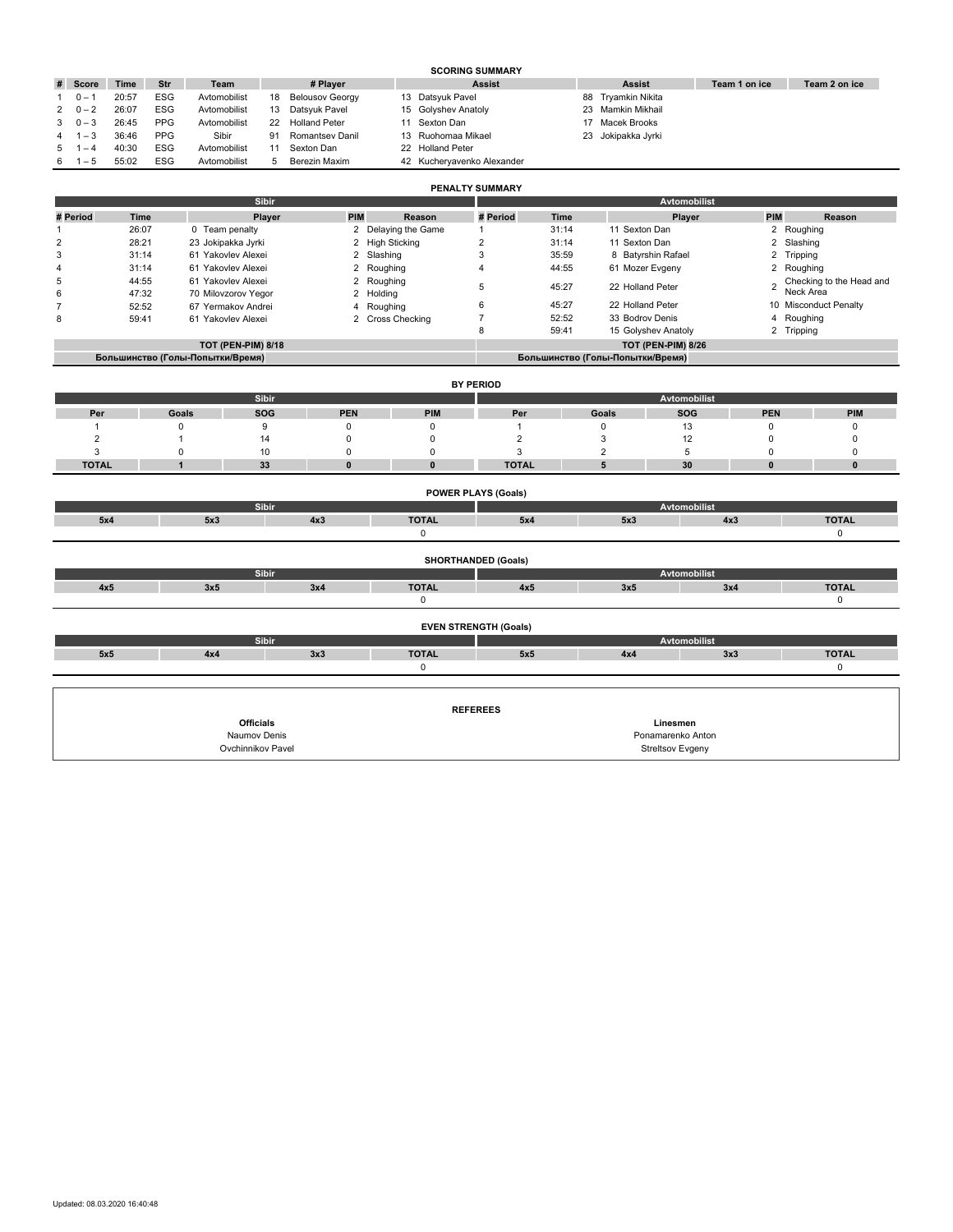## SCORING SUMMARY

| # | Score | Time | Str | Team | # Player | Assist | Assist | Team 1 on ice | Team 2 on ice |
|---|---|---|---|---|---|---|---|---|---|
| 1 | 0 – 1 | 20:57 | ESG | Avtomobilist | 18 Belousov Georgy | 13 Datsyuk Pavel | 88 Tryamkin Nikita | | |
| 2 | 0 – 2 | 26:07 | ESG | Avtomobilist | 13 Datsyuk Pavel | 15 Golyshev Anatoly | 23 Mamkin Mikhail | | |
| 3 | 0 – 3 | 26:45 | PPG | Avtomobilist | 22 Holland Peter | 11 Sexton Dan | 17 Macek Brooks | | |
| 4 | 1 – 3 | 36:46 | PPG | Sibir | 91 Romantsev Danil | 13 Ruohomaa Mikael | 23 Jokipakka Jyrki | | |
| 5 | 1 – 4 | 40:30 | ESG | Avtomobilist | 11 Sexton Dan | 22 Holland Peter | | | |
| 6 | 1 – 5 | 55:02 | ESG | Avtomobilist | 5 Berezin Maxim | 42 Kucheryavenko Alexander | | | |

## PENALTY SUMMARY

| Sibir | | | | | Avtomobilist | | | | |
|---|---|---|---|---|---|---|---|---|---|
| # Period | Time | Player | PIM | Reason | # Period | Time | Player | PIM | Reason |
| 1 | 26:07 | 0 Team penalty | 2 | Delaying the Game | 1 | 31:14 | 11 Sexton Dan | 2 | Roughing |
| 2 | 28:21 | 23 Jokipakka Jyrki | 2 | High Sticking | 2 | 31:14 | 11 Sexton Dan | 2 | Slashing |
| 3 | 31:14 | 61 Yakovlev Alexei | 2 | Slashing | 3 | 35:59 | 8 Batyrshin Rafael | 2 | Tripping |
| 4 | 31:14 | 61 Yakovlev Alexei | 2 | Roughing | 4 | 44:55 | 61 Mozer Evgeny | 2 | Roughing |
| 5 | 44:55 | 61 Yakovlev Alexei | 2 | Roughing | 5 | 45:27 | 22 Holland Peter | 2 | Checking to the Head and Neck Area |
| 6 | 47:32 | 70 Milovzorov Yegor | 2 | Holding | | | | | |
| 7 | 52:52 | 67 Yermakov Andrei | 4 | Roughing | 6 | 45:27 | 22 Holland Peter | 10 | Misconduct Penalty |
| 8 | 59:41 | 61 Yakovlev Alexei | 2 | Cross Checking | 7 | 52:52 | 33 Bodrov Denis | 4 | Roughing |
| | | | | | 8 | 59:41 | 15 Golyshev Anatoly | 2 | Tripping |
| TOT (PEN-PIM) 8/18 | | | | | TOT (PEN-PIM) 8/26 | | | | |
| Большинство (Голы-Попытки/Время) | | | | | Большинство (Голы-Попытки/Время) | | | | |

## BY PERIOD

| Sibir | | | | | Avtomobilist | | | | |
|---|---|---|---|---|---|---|---|---|---|
| Per | Goals | SOG | PEN | PIM | Per | Goals | SOG | PEN | PIM |
| 1 | 0 | 9 | 0 | 0 | 1 | 0 | 13 | 0 | 0 |
| 2 | 1 | 14 | 0 | 0 | 2 | 3 | 12 | 0 | 0 |
| 3 | 0 | 10 | 0 | 0 | 3 | 2 | 5 | 0 | 0 |
| **TOTAL** | **1** | **33** | **0** | **0** | **TOTAL** | **5** | **30** | **0** | **0** |

## POWER PLAYS (Goals)

| Sibir | | | | Avtomobilist | | | |
|---|---|---|---|---|---|---|---|
| 5x4 | 5x3 | 4x3 | TOTAL | 5x4 | 5x3 | 4x3 | TOTAL |
| | | | 0 | | | | 0 |

## SHORTHANDED (Goals)

| Sibir | | | | Avtomobilist | | | |
|---|---|---|---|---|---|---|---|
| 4x5 | 3x5 | 3x4 | TOTAL | 4x5 | 3x5 | 3x4 | TOTAL |
| | | | 0 | | | | 0 |

## EVEN STRENGTH (Goals)

| Sibir | | | | Avtomobilist | | | |
|---|---|---|---|---|---|---|---|
| 5x5 | 4x4 | 3x3 | TOTAL | 5x5 | 4x4 | 3x3 | TOTAL |
| | | | 0 | | | | 0 |

## REFEREES

| Officials | Linesmen |
|---|---|
| Naumov Denis | Ponamarenko Anton |
| Ovchinnikov Pavel | Streltsov Evgeny |

Updated: 08.03.2020 16:40:48